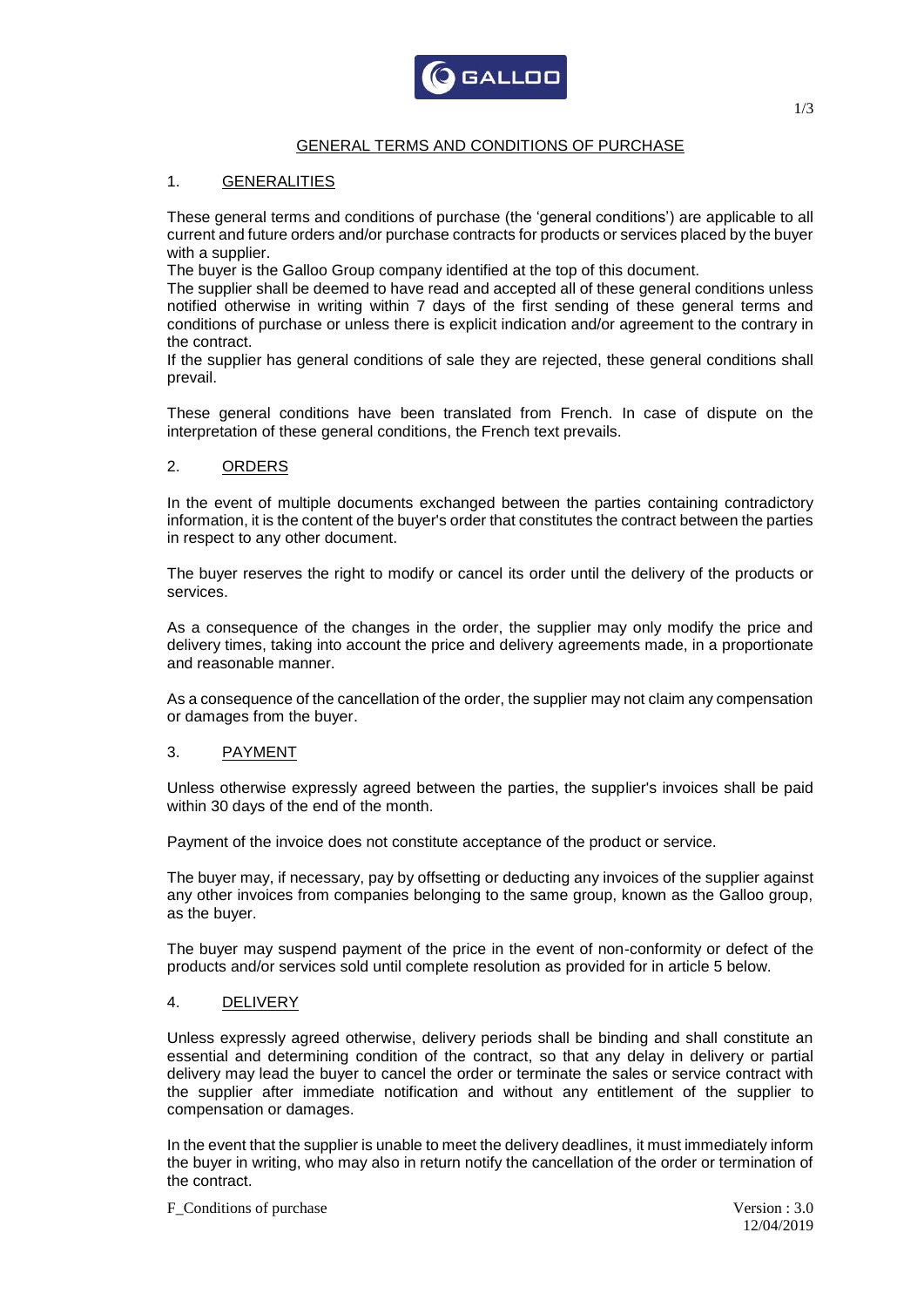# GENERAL TERMS AND CONDITIONS OF PURCHASE

## 1. GENERALITIES

These general terms and conditions of purchase (the 'general conditions') are applicable to all current and future orders and/or purchase contracts for products or services placed by the buyer with a supplier.

The buyer is the Galloo Group company identified at the top of this document.

The supplier shall be deemed to have read and accepted all of these general conditions unless notified otherwise in writing within 7 days of the first sending of these general terms and conditions of purchase or unless there is explicit indication and/or agreement to the contrary in the contract.

If the supplier has general conditions of sale they are rejected, these general conditions shall prevail.

These general conditions have been translated from French. In case of dispute on the interpretation of these general conditions, the French text prevails.

## 2. ORDERS

In the event of multiple documents exchanged between the parties containing contradictory information, it is the content of the buyer's order that constitutes the contract between the parties in respect to any other document.

The buyer reserves the right to modify or cancel its order until the delivery of the products or services.

As a consequence of the changes in the order, the supplier may only modify the price and delivery times, taking into account the price and delivery agreements made, in a proportionate and reasonable manner.

As a consequence of the cancellation of the order, the supplier may not claim any compensation or damages from the buyer.

## 3. PAYMENT

Unless otherwise expressly agreed between the parties, the supplier's invoices shall be paid within 30 days of the end of the month.

Payment of the invoice does not constitute acceptance of the product or service.

The buyer may, if necessary, pay by offsetting or deducting any invoices of the supplier against any other invoices from companies belonging to the same group, known as the Galloo group, as the buyer.

The buyer may suspend payment of the price in the event of non-conformity or defect of the products and/or services sold until complete resolution as provided for in article 5 below.

## 4. DELIVERY

Unless expressly agreed otherwise, delivery periods shall be binding and shall constitute an essential and determining condition of the contract, so that any delay in delivery or partial delivery may lead the buyer to cancel the order or terminate the sales or service contract with the supplier after immediate notification and without any entitlement of the supplier to compensation or damages.

In the event that the supplier is unable to meet the delivery deadlines, it must immediately inform the buyer in writing, who may also in return notify the cancellation of the order or termination of the contract.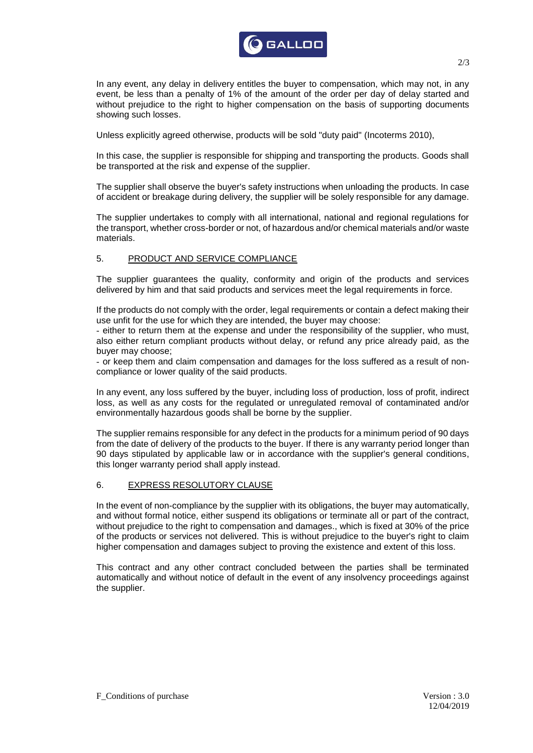In any event, any delay in delivery entitles the buyer to compensation, which may not, in any event, be less than a penalty of 1% of the amount of the order per day of delay started and without prejudice to the right to higher compensation on the basis of supporting documents showing such losses.

Unless explicitly agreed otherwise, products will be sold "duty paid" (Incoterms 2010),

In this case, the supplier is responsible for shipping and transporting the products. Goods shall be transported at the risk and expense of the supplier.

The supplier shall observe the buyer's safety instructions when unloading the products. In case of accident or breakage during delivery, the supplier will be solely responsible for any damage.

The supplier undertakes to comply with all international, national and regional regulations for the transport, whether cross-border or not, of hazardous and/or chemical materials and/or waste materials.

## 5. PRODUCT AND SERVICE COMPLIANCE

The supplier guarantees the quality, conformity and origin of the products and services delivered by him and that said products and services meet the legal requirements in force.

If the products do not comply with the order, legal requirements or contain a defect making their use unfit for the use for which they are intended, the buyer may choose:

- either to return them at the expense and under the responsibility of the supplier, who must, also either return compliant products without delay, or refund any price already paid, as the buyer may choose;
- or keep them and claim compensation and damages for the loss suffered as a result of non-compliance or lower quality of the said products.

In any event, any loss suffered by the buyer, including loss of production, loss of profit, indirect loss, as well as any costs for the regulated or unregulated removal of contaminated and/or environmentally hazardous goods shall be borne by the supplier.

The supplier remains responsible for any defect in the products for a minimum period of 90 days from the date of delivery of the products to the buyer. If there is any warranty period longer than 90 days stipulated by applicable law or in accordance with the supplier's general conditions, this longer warranty period shall apply instead.

## 6. EXPRESS RESOLUTORY CLAUSE

In the event of non-compliance by the supplier with its obligations, the buyer may automatically, and without formal notice, either suspend its obligations or terminate all or part of the contract, without prejudice to the right to compensation and damages., which is fixed at 30% of the price of the products or services not delivered. This is without prejudice to the buyer's right to claim higher compensation and damages subject to proving the existence and extent of this loss.

This contract and any other contract concluded between the parties shall be terminated automatically and without notice of default in the event of any insolvency proceedings against the supplier.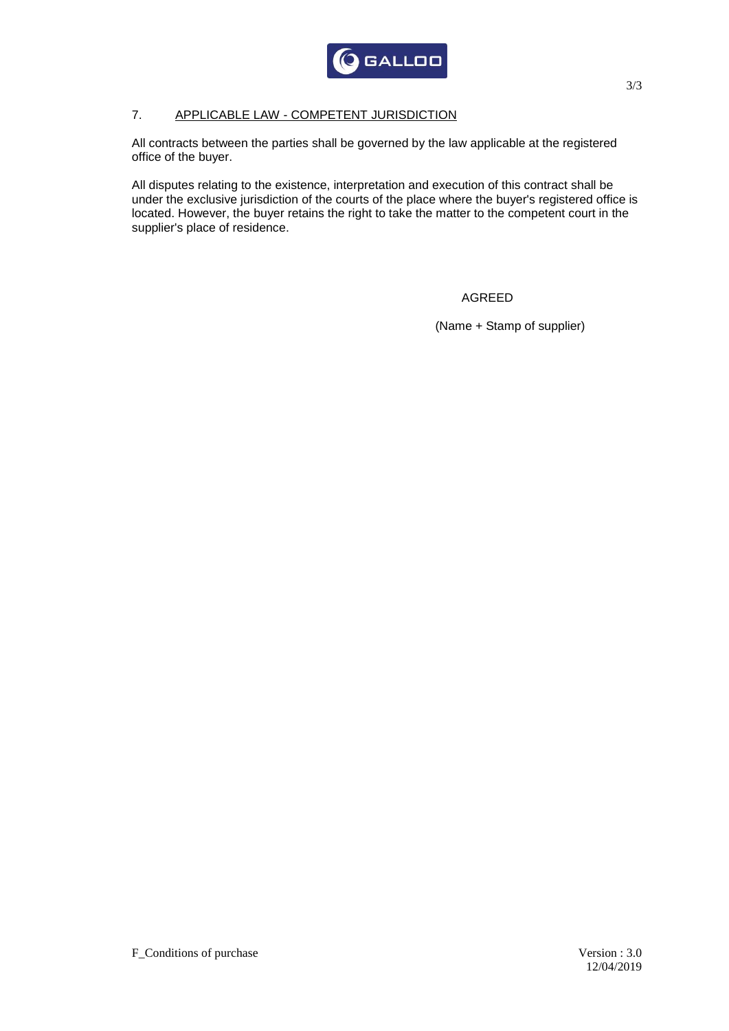## 7. APPLICABLE LAW - COMPETENT JURISDICTION

All contracts between the parties shall be governed by the law applicable at the registered office of the buyer.

All disputes relating to the existence, interpretation and execution of this contract shall be under the exclusive jurisdiction of the courts of the place where the buyer's registered office is located. However, the buyer retains the right to take the matter to the competent court in the supplier's place of residence.

AGREED

(Name + Stamp of supplier)

F_Conditions of purchase

Version : 3.0
12/04/2019